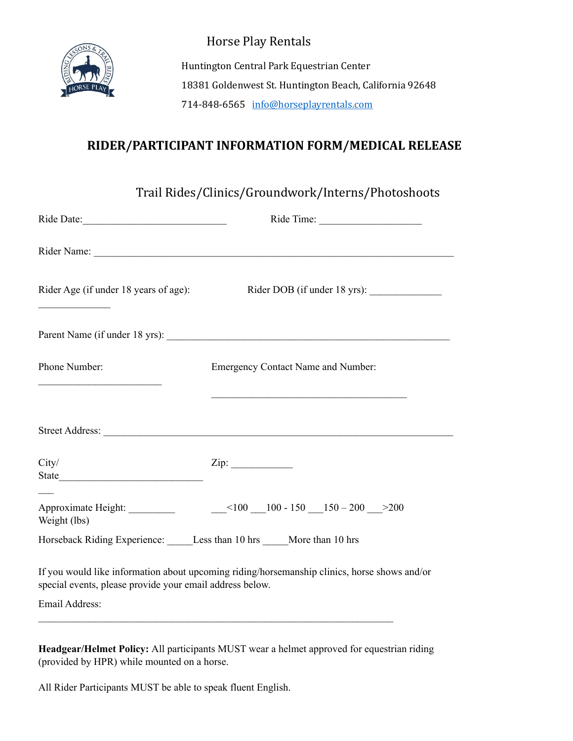Horse Play Rentals

Huntington Central Park Equestrian Center

18381 Goldenwest St. Huntington Beach, California 92648

714-848-6565 info@horseplayrentals.com

## RIDER/PARTICIPANT INFORMATION FORM/MEDICAL RELEASE

### Trail Rides/Clinics/Groundwork/Interns/Photoshoots

Ride Date:____________________________ Ride Time: ____________________

Rider Name: ______________________________________________________________________

Rider Age (if under 18 years of age): ______________ Rider DOB (if under 18 yrs): ______________

Parent Name (if under 18 yrs): _______________________________________________________

Phone Number: ________________________ Emergency Contact Name and Number: ______________________________________

Street Address: ___________________________________________________________________

City/State___________________________ Zip: ____________

Approximate Height: _________ Weight (lbs) ___<100 ___100 - 150 ___150 – 200 ___>200

Horseback Riding Experience: _____Less than 10 hrs _____More than 10 hrs

If you would like information about upcoming riding/horsemanship clinics, horse shows and/or special events, please provide your email address below.

Email Address: _____________________________________________________________________

**Headgear/Helmet Policy:** All participants MUST wear a helmet approved for equestrian riding (provided by HPR) while mounted on a horse.

All Rider Participants MUST be able to speak fluent English.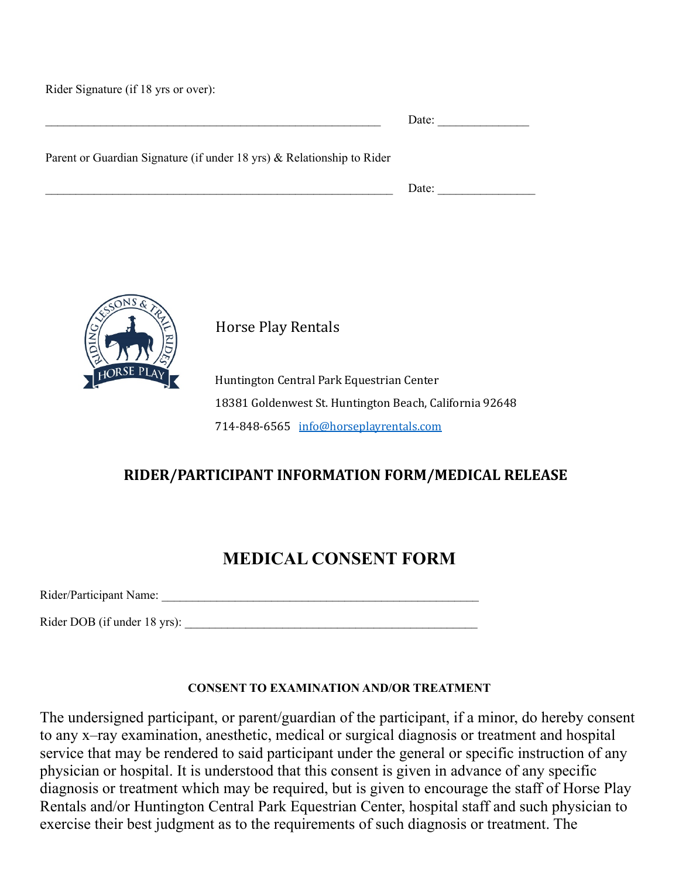Rider Signature (if 18 yrs or over):

_________________________________________________________ Date: _______________

Parent or Guardian Signature (if under 18 yrs) & Relationship to Rider

___________________________________________________________ Date: ________________

Horse Play Rentals

Huntington Central Park Equestrian Center

18381 Goldenwest St. Huntington Beach, California 92648

714-848-6565 info@horseplayrentals.com

## RIDER/PARTICIPANT INFORMATION FORM/MEDICAL RELEASE

# MEDICAL CONSENT FORM

Rider/Participant Name: _______________________________________________________

Rider DOB (if under 18 yrs): __________________________________________________

### CONSENT TO EXAMINATION AND/OR TREATMENT

The undersigned participant, or parent/guardian of the participant, if a minor, do hereby consent to any x–ray examination, anesthetic, medical or surgical diagnosis or treatment and hospital service that may be rendered to said participant under the general or specific instruction of any physician or hospital. It is understood that this consent is given in advance of any specific diagnosis or treatment which may be required, but is given to encourage the staff of Horse Play Rentals and/or Huntington Central Park Equestrian Center, hospital staff and such physician to exercise their best judgment as to the requirements of such diagnosis or treatment. The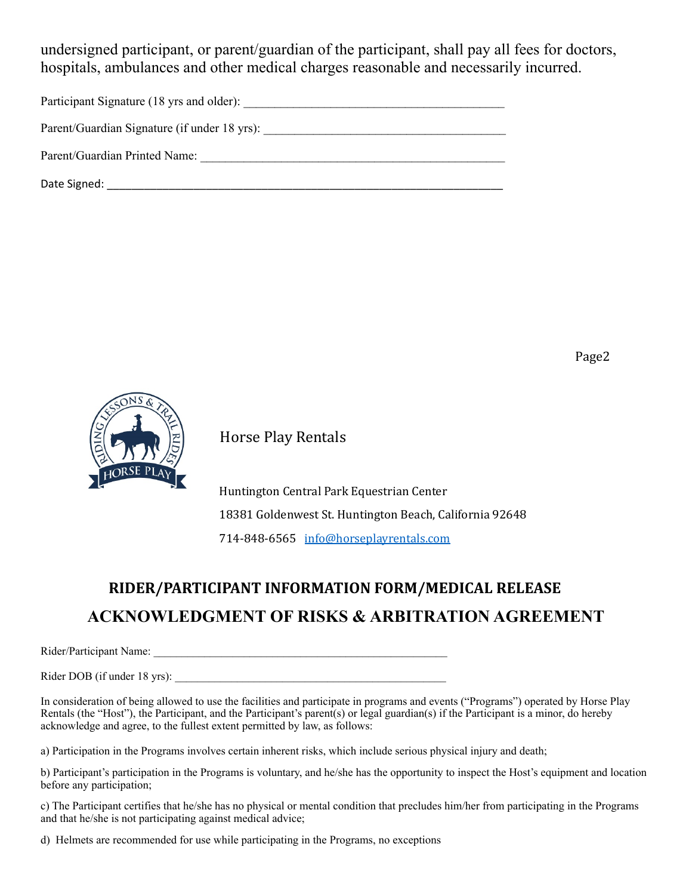undersigned participant, or parent/guardian of the participant, shall pay all fees for doctors, hospitals, ambulances and other medical charges reasonable and necessarily incurred.

Participant Signature (18 yrs and older): ___________________________________________

Parent/Guardian Signature (if under 18 yrs): ________________________________________

Parent/Guardian Printed Name: ____________________________________________________

Date Signed: _________________________________________________________________

Horse Play Rentals

Huntington Central Park Equestrian Center

18381 Goldenwest St. Huntington Beach, California 92648

714-848-6565 info@horseplayrentals.com

## RIDER/PARTICIPANT INFORMATION FORM/MEDICAL RELEASE

## ACKNOWLEDGMENT OF RISKS & ARBITRATION AGREEMENT

Rider/Participant Name: _____________________________________________________

Rider DOB (if under 18 yrs): ________________________________________________

In consideration of being allowed to use the facilities and participate in programs and events ("Programs") operated by Horse Play Rentals (the "Host"), the Participant, and the Participant's parent(s) or legal guardian(s) if the Participant is a minor, do hereby acknowledge and agree, to the fullest extent permitted by law, as follows:

a) Participation in the Programs involves certain inherent risks, which include serious physical injury and death;

b) Participant's participation in the Programs is voluntary, and he/she has the opportunity to inspect the Host's equipment and location before any participation;

c) The Participant certifies that he/she has no physical or mental condition that precludes him/her from participating in the Programs and that he/she is not participating against medical advice;

d) Helmets are recommended for use while participating in the Programs, no exceptions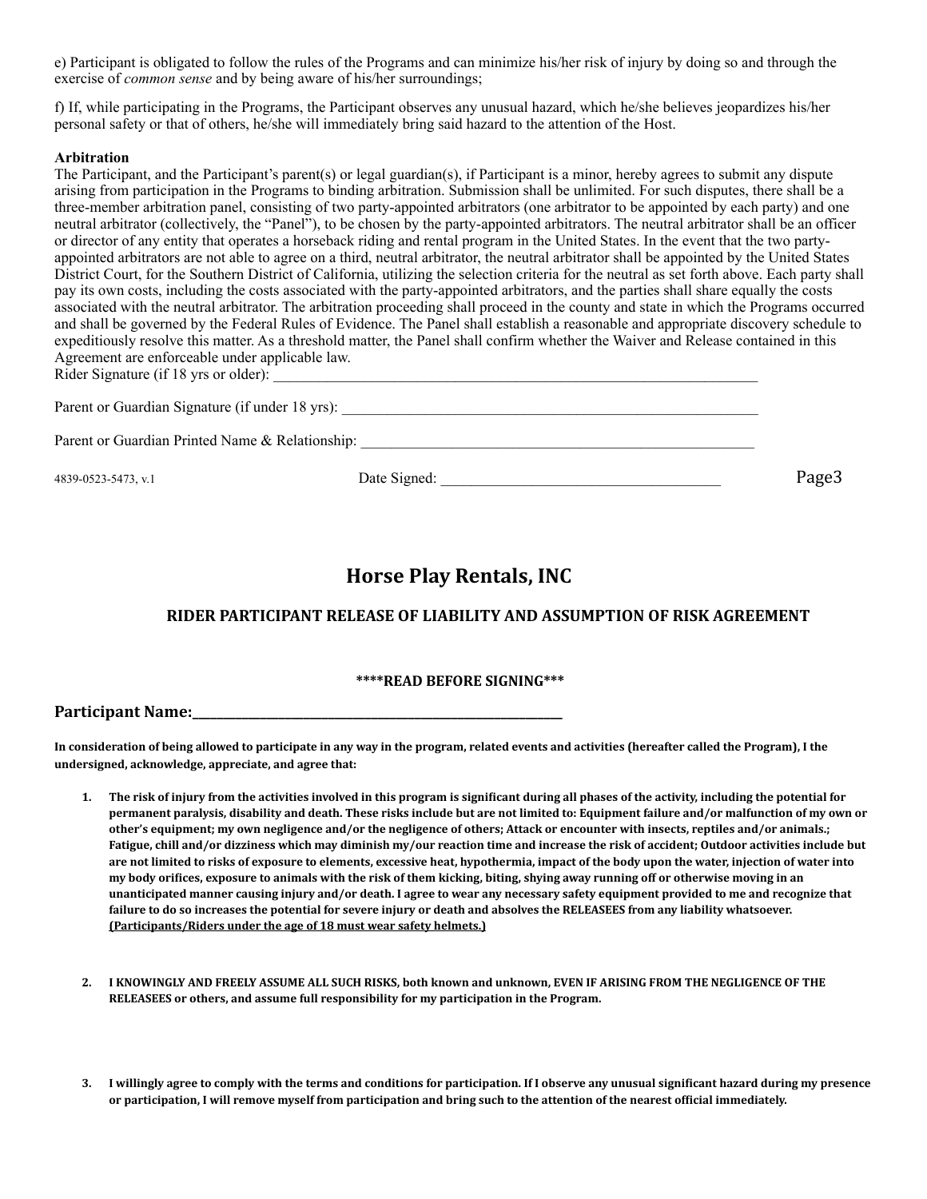e) Participant is obligated to follow the rules of the Programs and can minimize his/her risk of injury by doing so and through the exercise of *common sense* and by being aware of his/her surroundings;

f) If, while participating in the Programs, the Participant observes any unusual hazard, which he/she believes jeopardizes his/her personal safety or that of others, he/she will immediately bring said hazard to the attention of the Host.

**Arbitration**

The Participant, and the Participant's parent(s) or legal guardian(s), if Participant is a minor, hereby agrees to submit any dispute arising from participation in the Programs to binding arbitration. Submission shall be unlimited. For such disputes, there shall be a three-member arbitration panel, consisting of two party-appointed arbitrators (one arbitrator to be appointed by each party) and one neutral arbitrator (collectively, the "Panel"), to be chosen by the party-appointed arbitrators. The neutral arbitrator shall be an officer or director of any entity that operates a horseback riding and rental program in the United States. In the event that the two party-appointed arbitrators are not able to agree on a third, neutral arbitrator, the neutral arbitrator shall be appointed by the United States District Court, for the Southern District of California, utilizing the selection criteria for the neutral as set forth above. Each party shall pay its own costs, including the costs associated with the party-appointed arbitrators, and the parties shall share equally the costs associated with the neutral arbitrator. The arbitration proceeding shall proceed in the county and state in which the Programs occurred and shall be governed by the Federal Rules of Evidence. The Panel shall establish a reasonable and appropriate discovery schedule to expeditiously resolve this matter. As a threshold matter, the Panel shall confirm whether the Waiver and Release contained in this Agreement are enforceable under applicable law.

Rider Signature (if 18 yrs or older): ______________________________________________________________________

Parent or Guardian Signature (if under 18 yrs): ____________________________________________________________

Parent or Guardian Printed Name & Relationship: ________________________________________________________

4839-0523-5473, v.1 Date Signed: ______________________________________

# Horse Play Rentals, INC

## RIDER PARTICIPANT RELEASE OF LIABILITY AND ASSUMPTION OF RISK AGREEMENT

**\*\*\*\*READ BEFORE SIGNING\*\*\***

**Participant Name:**_______________________________________________________

**In consideration of being allowed to participate in any way in the program, related events and activities (hereafter called the Program), I the undersigned, acknowledge, appreciate, and agree that:**

1. **The risk of injury from the activities involved in this program is significant during all phases of the activity, including the potential for permanent paralysis, disability and death. These risks include but are not limited to: Equipment failure and/or malfunction of my own or other's equipment; my own negligence and/or the negligence of others; Attack or encounter with insects, reptiles and/or animals.; Fatigue, chill and/or dizziness which may diminish my/our reaction time and increase the risk of accident; Outdoor activities include but are not limited to risks of exposure to elements, excessive heat, hypothermia, impact of the body upon the water, injection of water into my body orifices, exposure to animals with the risk of them kicking, biting, shying away running off or otherwise moving in an unanticipated manner causing injury and/or death. I agree to wear any necessary safety equipment provided to me and recognize that failure to do so increases the potential for severe injury or death and absolves the RELEASEES from any liability whatsoever. <u>(Participants/Riders under the age of 18 must wear safety helmets.)</u>**

2. **I KNOWINGLY AND FREELY ASSUME ALL SUCH RISKS, both known and unknown, EVEN IF ARISING FROM THE NEGLIGENCE OF THE RELEASEES or others, and assume full responsibility for my participation in the Program.**

3. **I willingly agree to comply with the terms and conditions for participation. If I observe any unusual significant hazard during my presence or participation, I will remove myself from participation and bring such to the attention of the nearest official immediately.**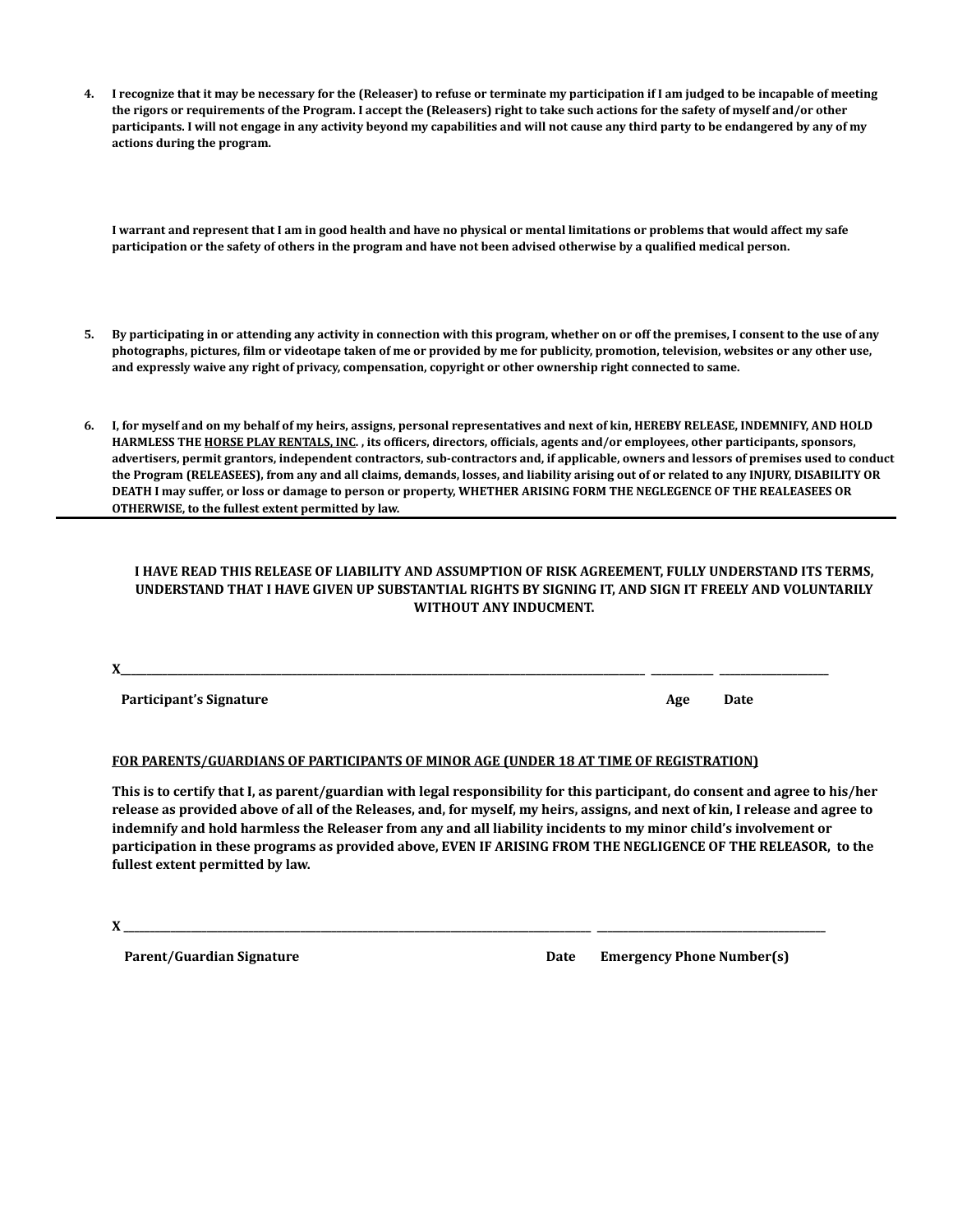4. **I recognize that it may be necessary for the (Releaser) to refuse or terminate my participation if I am judged to be incapable of meeting the rigors or requirements of the Program. I accept the (Releasers) right to take such actions for the safety of myself and/or other participants. I will not engage in any activity beyond my capabilities and will not cause any third party to be endangered by any of my actions during the program.**

   **I warrant and represent that I am in good health and have no physical or mental limitations or problems that would affect my safe participation or the safety of others in the program and have not been advised otherwise by a qualified medical person.**

5. **By participating in or attending any activity in connection with this program, whether on or off the premises, I consent to the use of any photographs, pictures, film or videotape taken of me or provided by me for publicity, promotion, television, websites or any other use, and expressly waive any right of privacy, compensation, copyright or other ownership right connected to same.**

6. **I, for myself and on my behalf of my heirs, assigns, personal representatives and next of kin, HEREBY RELEASE, INDEMNIFY, AND HOLD HARMLESS THE <u>HORSE PLAY RENTALS, INC</u>. , its officers, directors, officials, agents and/or employees, other participants, sponsors, advertisers, permit grantors, independent contractors, sub-contractors and, if applicable, owners and lessors of premises used to conduct the Program (RELEASEES), from any and all claims, demands, losses, and liability arising out of or related to any INJURY, DISABILITY OR DEATH I may suffer, or loss or damage to person or property, WHETHER ARISING FORM THE NEGLEGENCE OF THE REALEASEES OR OTHERWISE, to the fullest extent permitted by law.**

---

**I HAVE READ THIS RELEASE OF LIABILITY AND ASSUMPTION OF RISK AGREEMENT, FULLY UNDERSTAND ITS TERMS, UNDERSTAND THAT I HAVE GIVEN UP SUBSTANTIAL RIGHTS BY SIGNING IT, AND SIGN IT FREELY AND VOLUNTARILY WITHOUT ANY INDUCMENT.**

**X**______________________________________________ ____________ ____________________

**Participant's Signature** **Age** **Date**

**<u>FOR PARENTS/GUARDIANS OF PARTICIPANTS OF MINOR AGE (UNDER 18 AT TIME OF REGISTRATION)</u>**

**This is to certify that I, as parent/guardian with legal responsibility for this participant, do consent and agree to his/her release as provided above of all of the Releases, and, for myself, my heirs, assigns, and next of kin, I release and agree to indemnify and hold harmless the Releaser from any and all liability incidents to my minor child's involvement or participation in these programs as provided above, EVEN IF ARISING FROM THE NEGLIGENCE OF THE RELEASOR, to the fullest extent permitted by law.**

**X** ______________________________________________ __________________________________________

**Parent/Guardian Signature** **Date** **Emergency Phone Number(s)**